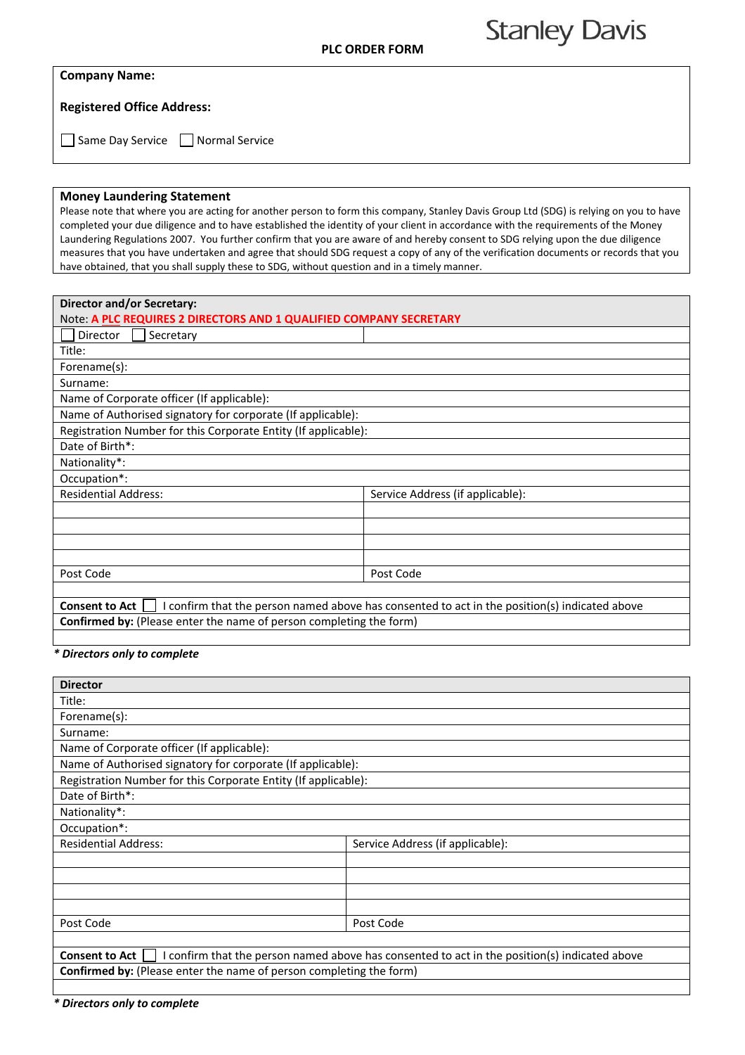Stanley Davis

# PLC ORDER FORM

**Company Name:**

**Registered Office Address:**

☐ Same Day Service ☐ Normal Service

## Money Laundering Statement

Please note that where you are acting for another person to form this company, Stanley Davis Group Ltd (SDG) is relying on you to have completed your due diligence and to have established the identity of your client in accordance with the requirements of the Money Laundering Regulations 2007. You further confirm that you are aware of and hereby consent to SDG relying upon the due diligence measures that you have undertaken and agree that should SDG request a copy of any of the verification documents or records that you have obtained, that you shall supply these to SDG, without question and in a timely manner.

| **Director and/or Secretary:** Note: **A PLC REQUIRES 2 DIRECTORS AND 1 QUALIFIED COMPANY SECRETARY** | |
|---|---|
| ☐ Director ☐ Secretary | |
| Title: | |
| Forename(s): | |
| Surname: | |
| Name of Corporate officer (If applicable): | |
| Name of Authorised signatory for corporate (If applicable): | |
| Registration Number for this Corporate Entity (If applicable): | |
| Date of Birth*: | |
| Nationality*: | |
| Occupation*: | |
| Residential Address: | Service Address (if applicable): |
| | |
| | |
| | |
| | |
| Post Code | Post Code |
| | |
| **Consent to Act** ☐ I confirm that the person named above has consented to act in the position(s) indicated above | |
| **Confirmed by:** (Please enter the name of person completing the form) | |
| | |

***\* Directors only to complete***

| **Director** | |
|---|---|
| Title: | |
| Forename(s): | |
| Surname: | |
| Name of Corporate officer (If applicable): | |
| Name of Authorised signatory for corporate (If applicable): | |
| Registration Number for this Corporate Entity (If applicable): | |
| Date of Birth*: | |
| Nationality*: | |
| Occupation*: | |
| Residential Address: | Service Address (if applicable): |
| | |
| | |
| | |
| | |
| Post Code | Post Code |
| | |
| **Consent to Act** ☐ I confirm that the person named above has consented to act in the position(s) indicated above | |
| **Confirmed by:** (Please enter the name of person completing the form) | |
| | |

***\* Directors only to complete***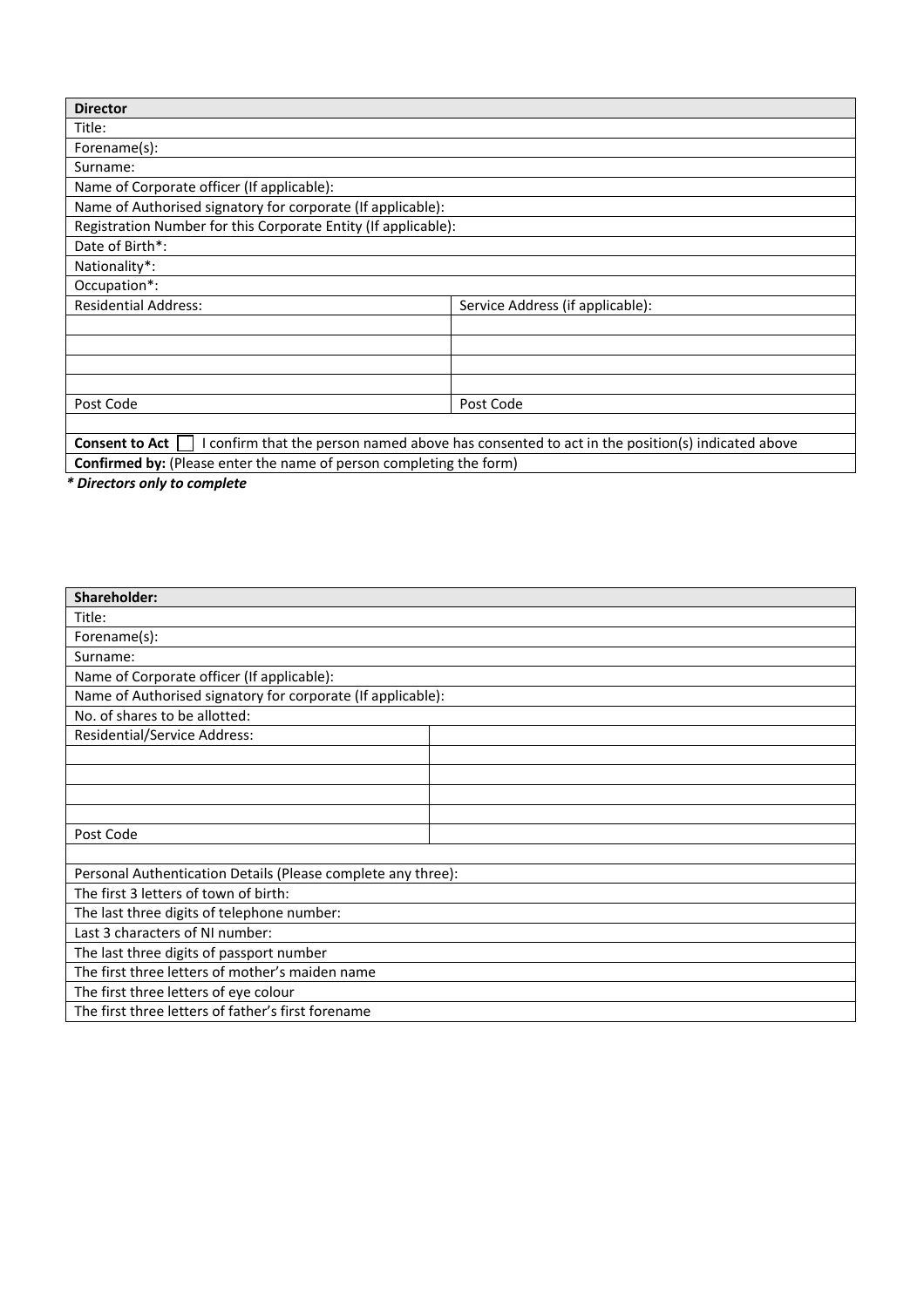| **Director** | |
|---|---|
| Title: | |
| Forename(s): | |
| Surname: | |
| Name of Corporate officer (If applicable): | |
| Name of Authorised signatory for corporate (If applicable): | |
| Registration Number for this Corporate Entity (If applicable): | |
| Date of Birth*: | |
| Nationality*: | |
| Occupation*: | |
| Residential Address: | Service Address (if applicable): |
| | |
| | |
| | |
| | |
| Post Code | Post Code |
| | |
| **Consent to Act** ☐ I confirm that the person named above has consented to act in the position(s) indicated above | |
| **Confirmed by:** (Please enter the name of person completing the form) | |

***\* Directors only to complete***

| **Shareholder:** | |
|---|---|
| Title: | |
| Forename(s): | |
| Surname: | |
| Name of Corporate officer (If applicable): | |
| Name of Authorised signatory for corporate (If applicable): | |
| No. of shares to be allotted: | |
| Residential/Service Address: | |
| | |
| | |
| | |
| | |
| Post Code | |
| | |
| Personal Authentication Details (Please complete any three): | |
| The first 3 letters of town of birth: | |
| The last three digits of telephone number: | |
| Last 3 characters of NI number: | |
| The last three digits of passport number | |
| The first three letters of mother's maiden name | |
| The first three letters of eye colour | |
| The first three letters of father's first forename | |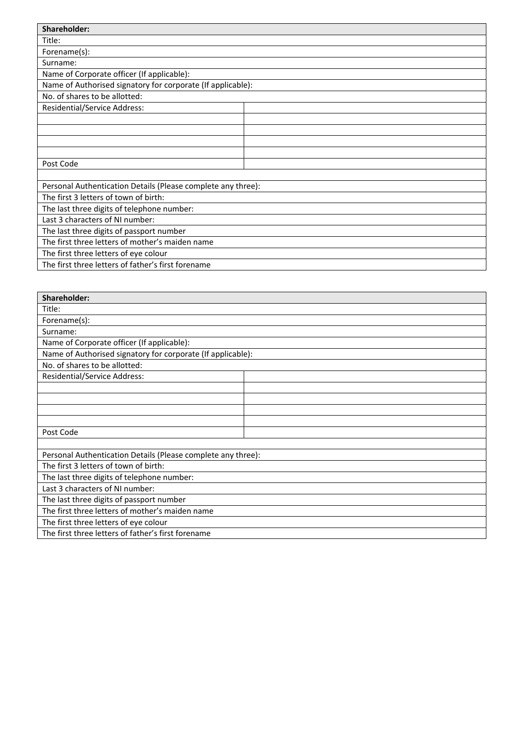| Shareholder: | |
|---|---|
| Title: | |
| Forename(s): | |
| Surname: | |
| Name of Corporate officer (If applicable): | |
| Name of Authorised signatory for corporate (If applicable): | |
| No. of shares to be allotted: | |
| Residential/Service Address: | |
| | |
| | |
| | |
| | |
| Post Code | |
| | |
| Personal Authentication Details (Please complete any three): | |
| The first 3 letters of town of birth: | |
| The last three digits of telephone number: | |
| Last 3 characters of NI number: | |
| The last three digits of passport number | |
| The first three letters of mother's maiden name | |
| The first three letters of eye colour | |
| The first three letters of father's first forename | |

| Shareholder: | |
|---|---|
| Title: | |
| Forename(s): | |
| Surname: | |
| Name of Corporate officer (If applicable): | |
| Name of Authorised signatory for corporate (If applicable): | |
| No. of shares to be allotted: | |
| Residential/Service Address: | |
| | |
| | |
| | |
| | |
| Post Code | |
| | |
| Personal Authentication Details (Please complete any three): | |
| The first 3 letters of town of birth: | |
| The last three digits of telephone number: | |
| Last 3 characters of NI number: | |
| The last three digits of passport number | |
| The first three letters of mother's maiden name | |
| The first three letters of eye colour | |
| The first three letters of father's first forename | |